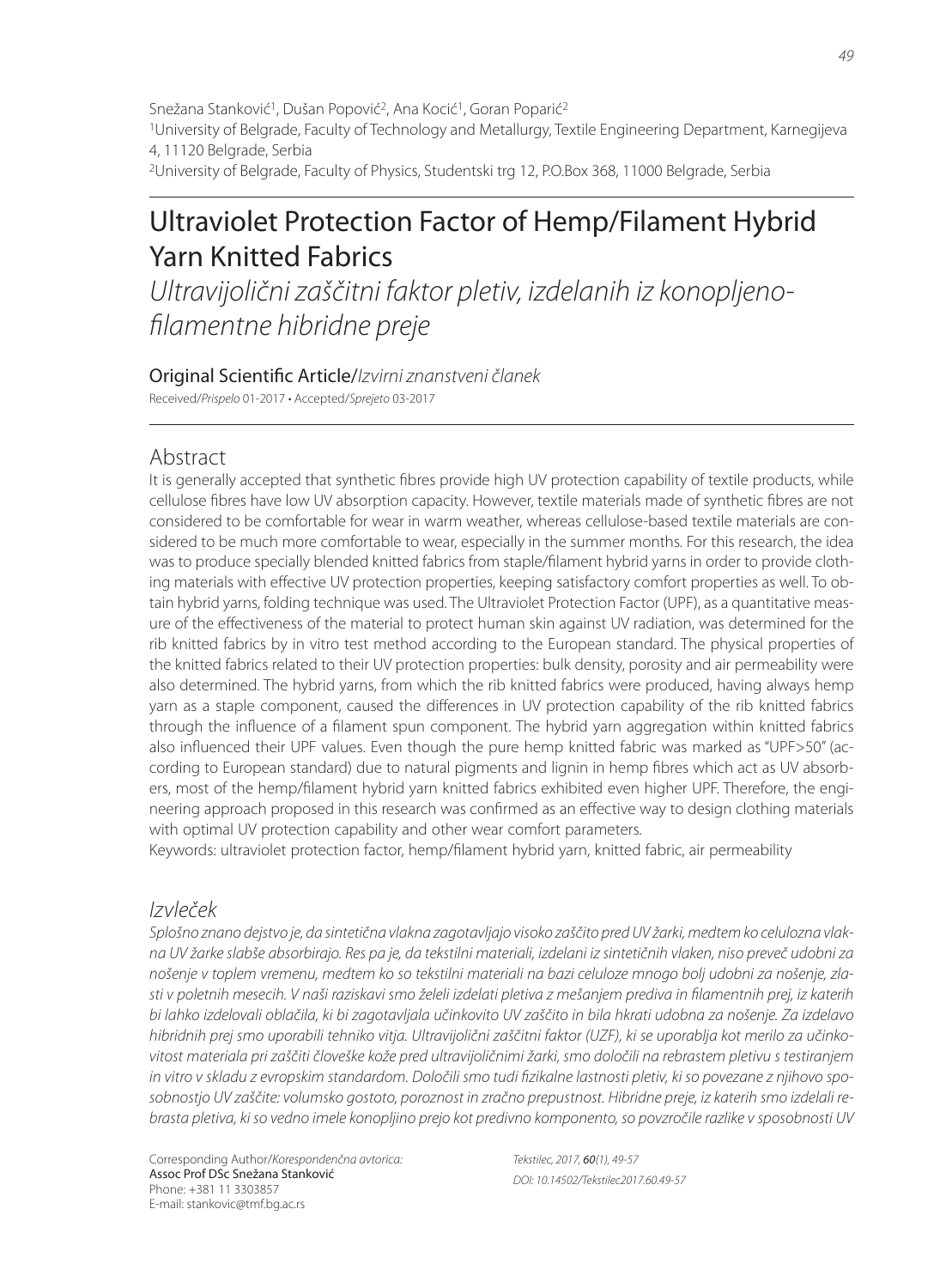Snežana Stanković[1], Dušan Popović[2], Ana Kocić[1], Goran Poparić[2]

[1]University of Belgrade, Faculty of Technology and Metallurgy, Textile Engineering Department, Karnegijeva 4, 11120 Belgrade, Serbia

[2]University of Belgrade, Faculty of Physics, Studentski trg 12, P.O.Box 368, 11000 Belgrade, Serbia

# Ultraviolet Protection Factor of Hemp/Filament Hybrid Yarn Knitted Fabrics

*Ultravijolični zaščitni faktor pletiv, izdelanih iz konopljeno-filamentne hibridne preje*

Original Scientific Article/*Izvirni znanstveni članek*

Received/*Prispelo* 01-2017 • Accepted/*Sprejeto* 03-2017

## Abstract

It is generally accepted that synthetic fibres provide high UV protection capability of textile products, while cellulose fibres have low UV absorption capacity. However, textile materials made of synthetic fibres are not considered to be comfortable for wear in warm weather, whereas cellulose-based textile materials are considered to be much more comfortable to wear, especially in the summer months. For this research, the idea was to produce specially blended knitted fabrics from staple/filament hybrid yarns in order to provide clothing materials with effective UV protection properties, keeping satisfactory comfort properties as well. To obtain hybrid yarns, folding technique was used. The Ultraviolet Protection Factor (UPF), as a quantitative measure of the effectiveness of the material to protect human skin against UV radiation, was determined for the rib knitted fabrics by in vitro test method according to the European standard. The physical properties of the knitted fabrics related to their UV protection properties: bulk density, porosity and air permeability were also determined. The hybrid yarns, from which the rib knitted fabrics were produced, having always hemp yarn as a staple component, caused the differences in UV protection capability of the rib knitted fabrics through the influence of a filament spun component. The hybrid yarn aggregation within knitted fabrics also influenced their UPF values. Even though the pure hemp knitted fabric was marked as "UPF>50" (according to European standard) due to natural pigments and lignin in hemp fibres which act as UV absorbers, most of the hemp/filament hybrid yarn knitted fabrics exhibited even higher UPF. Therefore, the engineering approach proposed in this research was confirmed as an effective way to design clothing materials with optimal UV protection capability and other wear comfort parameters.

Keywords: ultraviolet protection factor, hemp/filament hybrid yarn, knitted fabric, air permeability

## *Izvleček*

*Splošno znano dejstvo je, da sintetična vlakna zagotavljajo visoko zaščito pred UV žarki, medtem ko celulozna vlakna UV žarke slabše absorbirajo. Res pa je, da tekstilni materiali, izdelani iz sintetičnih vlaken, niso preveč udobni za nošenje v toplem vremenu, medtem ko so tekstilni materiali na bazi celuloze mnogo bolj udobni za nošenje, zlasti v poletnih mesecih. V naši raziskavi smo želeli izdelati pletiva z mešanjem prediva in filamentnih prej, iz katerih bi lahko izdelovali oblačila, ki bi zagotavljala učinkovito UV zaščito in bila hkrati udobna za nošenje. Za izdelavo hibridnih prej smo uporabili tehniko vitja. Ultravijolični zaščitni faktor (UZF), ki se uporablja kot merilo za učinkovitost materiala pri zaščiti človeške kože pred ultravijoličnimi žarki, smo določili na rebrastem pletivu s testiranjem in vitro v skladu z evropskim standardom. Določili smo tudi fizikalne lastnosti pletiv, ki so povezane z njihovo sposobnostjo UV zaščite: volumsko gostoto, poroznost in zračno prepustnost. Hibridne preje, iz katerih smo izdelali rebrasta pletiva, ki so vedno imele konopljino prejo kot predivno komponento, so povzročile razlike v sposobnosti UV*

Corresponding Author/*Korespondenčna avtorica:*
Assoc Prof DSc Snežana Stanković
Phone: +381 11 3303857
E-mail: stankovic@tmf.bg.ac.rs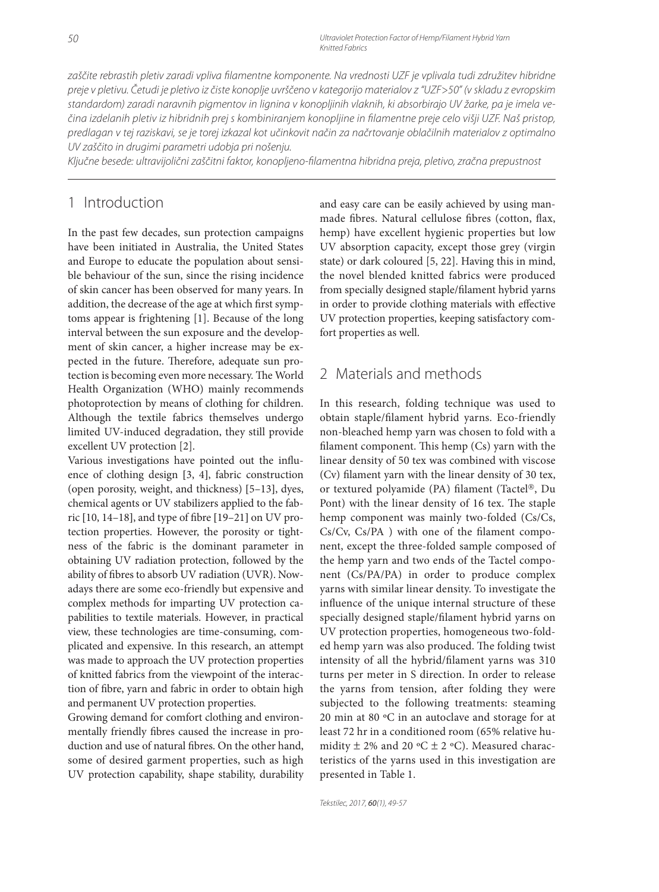*zaščite rebrastih pletiv zaradi vpliva filamentne komponente. Na vrednosti UZF je vplivala tudi združitev hibridne preje v pletivu. Četudi je pletivo iz čiste konoplje uvrščeno v kategorijo materialov z "UZF>50" (v skladu z evropskim standardom) zaradi naravnih pigmentov in lignina v konopljinih vlaknih, ki absorbirajo UV žarke, pa je imela večina izdelanih pletiv iz hibridnih prej s kombiniranjem konopljine in filamentne preje celo višji UZF. Naš pristop, predlagan v tej raziskavi, se je torej izkazal kot učinkovit način za načrtovanje oblačilnih materialov z optimalno UV zaščito in drugimi parametri udobja pri nošenju.*

*Ključne besede: ultravijolični zaščitni faktor, konopljeno-filamentna hibridna preja, pletivo, zračna prepustnost*

## 1 Introduction

In the past few decades, sun protection campaigns have been initiated in Australia, the United States and Europe to educate the population about sensible behaviour of the sun, since the rising incidence of skin cancer has been observed for many years. In addition, the decrease of the age at which first symptoms appear is frightening [1]. Because of the long interval between the sun exposure and the development of skin cancer, a higher increase may be expected in the future. Therefore, adequate sun protection is becoming even more necessary. The World Health Organization (WHO) mainly recommends photoprotection by means of clothing for children. Although the textile fabrics themselves undergo limited UV-induced degradation, they still provide excellent UV protection [2].

Various investigations have pointed out the influence of clothing design [3, 4], fabric construction (open porosity, weight, and thickness) [5–13], dyes, chemical agents or UV stabilizers applied to the fabric [10, 14–18], and type of fibre [19–21] on UV protection properties. However, the porosity or tightness of the fabric is the dominant parameter in obtaining UV radiation protection, followed by the ability of fibres to absorb UV radiation (UVR). Nowadays there are some eco-friendly but expensive and complex methods for imparting UV protection capabilities to textile materials. However, in practical view, these technologies are time-consuming, complicated and expensive. In this research, an attempt was made to approach the UV protection properties of knitted fabrics from the viewpoint of the interaction of fibre, yarn and fabric in order to obtain high and permanent UV protection properties.

Growing demand for comfort clothing and environmentally friendly fibres caused the increase in production and use of natural fibres. On the other hand, some of desired garment properties, such as high UV protection capability, shape stability, durability and easy care can be easily achieved by using man-made fibres. Natural cellulose fibres (cotton, flax, hemp) have excellent hygienic properties but low UV absorption capacity, except those grey (virgin state) or dark coloured [5, 22]. Having this in mind, the novel blended knitted fabrics were produced from specially designed staple/filament hybrid yarns in order to provide clothing materials with effective UV protection properties, keeping satisfactory comfort properties as well.

## 2 Materials and methods

In this research, folding technique was used to obtain staple/filament hybrid yarns. Eco-friendly non-bleached hemp yarn was chosen to fold with a filament component. This hemp (Cs) yarn with the linear density of 50 tex was combined with viscose (Cv) filament yarn with the linear density of 30 tex, or textured polyamide (PA) filament (Tactel®, Du Pont) with the linear density of 16 tex. The staple hemp component was mainly two-folded (Cs/Cs, Cs/Cv, Cs/PA ) with one of the filament component, except the three-folded sample composed of the hemp yarn and two ends of the Tactel component (Cs/PA/PA) in order to produce complex yarns with similar linear density. To investigate the influence of the unique internal structure of these specially designed staple/filament hybrid yarns on UV protection properties, homogeneous two-folded hemp yarn was also produced. The folding twist intensity of all the hybrid/filament yarns was 310 turns per meter in S direction. In order to release the yarns from tension, after folding they were subjected to the following treatments: steaming 20 min at 80 °C in an autoclave and storage for at least 72 hr in a conditioned room (65% relative humidity ± 2% and 20 °C ± 2 °C). Measured characteristics of the yarns used in this investigation are presented in Table 1.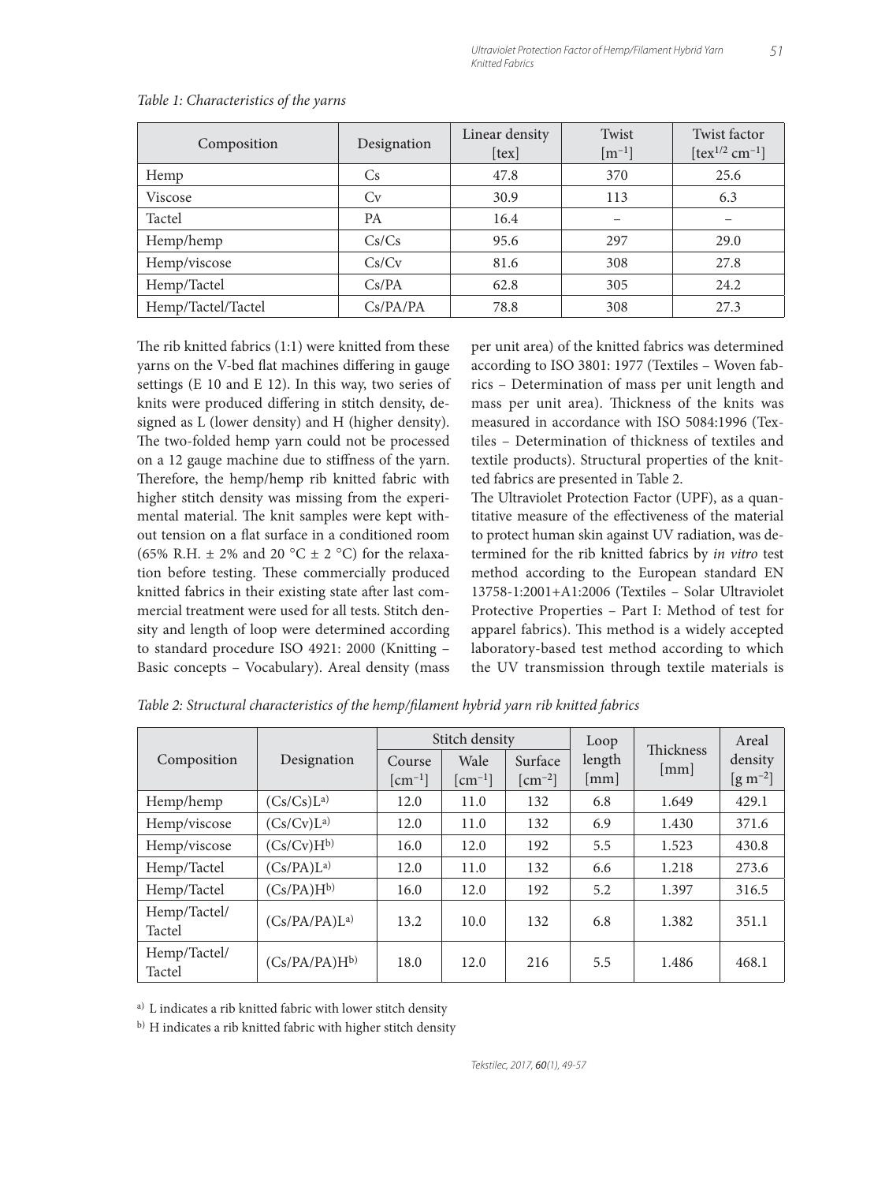*Table 1: Characteristics of the yarns*

| Composition | Designation | Linear density [tex] | Twist [$m^{-1}$] | Twist factor [$tex^{1/2}$ $cm^{-1}$] |
|---|---|---|---|---|
| Hemp | Cs | 47.8 | 370 | 25.6 |
| Viscose | Cv | 30.9 | 113 | 6.3 |
| Tactel | PA | 16.4 | – | – |
| Hemp/hemp | Cs/Cs | 95.6 | 297 | 29.0 |
| Hemp/viscose | Cs/Cv | 81.6 | 308 | 27.8 |
| Hemp/Tactel | Cs/PA | 62.8 | 305 | 24.2 |
| Hemp/Tactel/Tactel | Cs/PA/PA | 78.8 | 308 | 27.3 |

The rib knitted fabrics (1:1) were knitted from these yarns on the V-bed flat machines differing in gauge settings (E 10 and E 12). In this way, two series of knits were produced differing in stitch density, designed as L (lower density) and H (higher density). The two-folded hemp yarn could not be processed on a 12 gauge machine due to stiffness of the yarn. Therefore, the hemp/hemp rib knitted fabric with higher stitch density was missing from the experimental material. The knit samples were kept without tension on a flat surface in a conditioned room (65% R.H. ± 2% and 20 °C ± 2 °C) for the relaxation before testing. These commercially produced knitted fabrics in their existing state after last commercial treatment were used for all tests. Stitch density and length of loop were determined according to standard procedure ISO 4921: 2000 (Knitting – Basic concepts – Vocabulary). Areal density (mass per unit area) of the knitted fabrics was determined according to ISO 3801: 1977 (Textiles – Woven fabrics – Determination of mass per unit length and mass per unit area). Thickness of the knits was measured in accordance with ISO 5084:1996 (Textiles – Determination of thickness of textiles and textile products). Structural properties of the knitted fabrics are presented in Table 2.

The Ultraviolet Protection Factor (UPF), as a quantitative measure of the effectiveness of the material to protect human skin against UV radiation, was determined for the rib knitted fabrics by *in vitro* test method according to the European standard EN 13758-1:2001+A1:2006 (Textiles – Solar Ultraviolet Protective Properties – Part I: Method of test for apparel fabrics). This method is a widely accepted laboratory-based test method according to which the UV transmission through textile materials is

*Table 2: Structural characteristics of the hemp/filament hybrid yarn rib knitted fabrics*

| Composition | Designation | Stitch density | | | Loop length [mm] | Thickness [mm] | Areal density [$g\ m^{-2}$] |
|---|---|---|---|---|---|---|---|
| | | Course [$cm^{-1}$] | Wale [$cm^{-1}$] | Surface [$cm^{-2}$] | | | |
| Hemp/hemp | (Cs/Cs)L[a)] | 12.0 | 11.0 | 132 | 6.8 | 1.649 | 429.1 |
| Hemp/viscose | (Cs/Cv)L[a)] | 12.0 | 11.0 | 132 | 6.9 | 1.430 | 371.6 |
| Hemp/viscose | (Cs/Cv)H[b)] | 16.0 | 12.0 | 192 | 5.5 | 1.523 | 430.8 |
| Hemp/Tactel | (Cs/PA)L[a)] | 12.0 | 11.0 | 132 | 6.6 | 1.218 | 273.6 |
| Hemp/Tactel | (Cs/PA)H[b)] | 16.0 | 12.0 | 192 | 5.2 | 1.397 | 316.5 |
| Hemp/Tactel/Tactel | (Cs/PA/PA)L[a)] | 13.2 | 10.0 | 132 | 6.8 | 1.382 | 351.1 |
| Hemp/Tactel/Tactel | (Cs/PA/PA)H[b)] | 18.0 | 12.0 | 216 | 5.5 | 1.486 | 468.1 |

[a)] L indicates a rib knitted fabric with lower stitch density

[b)] H indicates a rib knitted fabric with higher stitch density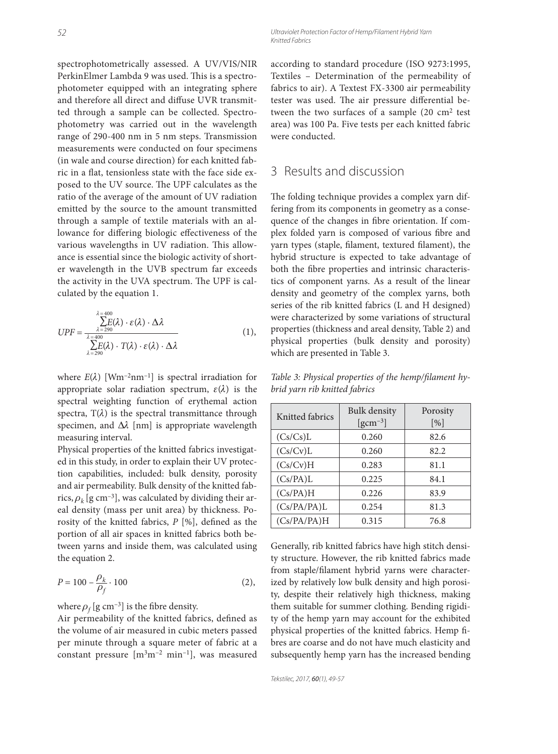spectrophotometrically assessed. A UV/VIS/NIR PerkinElmer Lambda 9 was used. This is a spectrophotometer equipped with an integrating sphere and therefore all direct and diffuse UVR transmitted through a sample can be collected. Spectrophotometry was carried out in the wavelength range of 290-400 nm in 5 nm steps. Transmission measurements were conducted on four specimens (in wale and course direction) for each knitted fabric in a flat, tensionless state with the face side exposed to the UV source. The UPF calculates as the ratio of the average of the amount of UV radiation emitted by the source to the amount transmitted through a sample of textile materials with an allowance for differing biologic effectiveness of the various wavelengths in UV radiation. This allowance is essential since the biologic activity of shorter wavelength in the UVB spectrum far exceeds the activity in the UVA spectrum. The UPF is calculated by the equation 1.

$$UPF = \frac{\sum_{\lambda=290}^{\lambda=400} E(\lambda) \cdot \varepsilon(\lambda) \cdot \Delta\lambda}{\sum_{\lambda=290}^{\lambda=400} E(\lambda) \cdot T(\lambda) \cdot \varepsilon(\lambda) \cdot \Delta\lambda} \quad (1),$$

where $E(\lambda)$ [$\mathrm{Wm^{-2}nm^{-1}}$] is spectral irradiation for appropriate solar radiation spectrum, $\varepsilon(\lambda)$ is the spectral weighting function of erythemal action spectra, $T(\lambda)$ is the spectral transmittance through specimen, and $\Delta\lambda$ [nm] is appropriate wavelength measuring interval.

Physical properties of the knitted fabrics investigated in this study, in order to explain their UV protection capabilities, included: bulk density, porosity and air permeability. Bulk density of the knitted fabrics, $\rho_k$ [$\mathrm{g\ cm^{-3}}$], was calculated by dividing their areal density (mass per unit area) by thickness. Porosity of the knitted fabrics, $P$ [%], defined as the portion of all air spaces in knitted fabrics both between yarns and inside them, was calculated using the equation 2.

$$P = 100 - \frac{\rho_k}{\rho_f} \cdot 100 \quad (2),$$

where $\rho_f$ [$\mathrm{g\ cm^{-3}}$] is the fibre density.

Air permeability of the knitted fabrics, defined as the volume of air measured in cubic meters passed per minute through a square meter of fabric at a constant pressure [$\mathrm{m^3m^{-2}\ min^{-1}}$], was measured according to standard procedure (ISO 9273:1995, Textiles – Determination of the permeability of fabrics to air). A Textest FX-3300 air permeability tester was used. The air pressure differential between the two surfaces of a sample (20 $\mathrm{cm^2}$ test area) was 100 Pa. Five tests per each knitted fabric were conducted.

## 3 Results and discussion

The folding technique provides a complex yarn differing from its components in geometry as a consequence of the changes in fibre orientation. If complex folded yarn is composed of various fibre and yarn types (staple, filament, textured filament), the hybrid structure is expected to take advantage of both the fibre properties and intrinsic characteristics of component yarns. As a result of the linear density and geometry of the complex yarns, both series of the rib knitted fabrics (L and H designed) were characterized by some variations of structural properties (thickness and areal density, Table 2) and physical properties (bulk density and porosity) which are presented in Table 3.

*Table 3: Physical properties of the hemp/filament hybrid yarn rib knitted fabrics*

| Knitted fabrics | Bulk density [$\mathrm{gcm^{-3}}$] | Porosity [%] |
|---|---|---|
| (Cs/Cs)L | 0.260 | 82.6 |
| (Cs/Cv)L | 0.260 | 82.2 |
| (Cs/Cv)H | 0.283 | 81.1 |
| (Cs/PA)L | 0.225 | 84.1 |
| (Cs/PA)H | 0.226 | 83.9 |
| (Cs/PA/PA)L | 0.254 | 81.3 |
| (Cs/PA/PA)H | 0.315 | 76.8 |

Generally, rib knitted fabrics have high stitch density structure. However, the rib knitted fabrics made from staple/filament hybrid yarns were characterized by relatively low bulk density and high porosity, despite their relatively high thickness, making them suitable for summer clothing. Bending rigidity of the hemp yarn may account for the exhibited physical properties of the knitted fabrics. Hemp fibres are coarse and do not have much elasticity and subsequently hemp yarn has the increased bending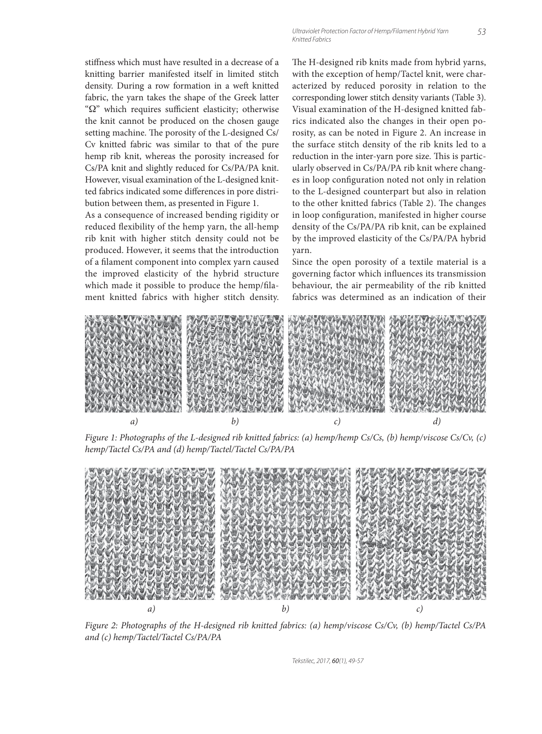stiffness which must have resulted in a decrease of a knitting barrier manifested itself in limited stitch density. During a row formation in a weft knitted fabric, the yarn takes the shape of the Greek latter "Ω" which requires sufficient elasticity; otherwise the knit cannot be produced on the chosen gauge setting machine. The porosity of the L-designed Cs/Cv knitted fabric was similar to that of the pure hemp rib knit, whereas the porosity increased for Cs/PA knit and slightly reduced for Cs/PA/PA knit. However, visual examination of the L-designed knitted fabrics indicated some differences in pore distribution between them, as presented in Figure 1.

As a consequence of increased bending rigidity or reduced flexibility of the hemp yarn, the all-hemp rib knit with higher stitch density could not be produced. However, it seems that the introduction of a filament component into complex yarn caused the improved elasticity of the hybrid structure which made it possible to produce the hemp/filament knitted fabrics with higher stitch density. The H-designed rib knits made from hybrid yarns, with the exception of hemp/Tactel knit, were characterized by reduced porosity in relation to the corresponding lower stitch density variants (Table 3). Visual examination of the H-designed knitted fabrics indicated also the changes in their open porosity, as can be noted in Figure 2. An increase in the surface stitch density of the rib knits led to a reduction in the inter-yarn pore size. This is particularly observed in Cs/PA/PA rib knit where changes in loop configuration noted not only in relation to the L-designed counterpart but also in relation to the other knitted fabrics (Table 2). The changes in loop configuration, manifested in higher course density of the Cs/PA/PA rib knit, can be explained by the improved elasticity of the Cs/PA/PA hybrid yarn.

Since the open porosity of a textile material is a governing factor which influences its transmission behaviour, the air permeability of the rib knitted fabrics was determined as an indication of their

*Figure 1: Photographs of the L-designed rib knitted fabrics: (a) hemp/hemp Cs/Cs, (b) hemp/viscose Cs/Cv, (c) hemp/Tactel Cs/PA and (d) hemp/Tactel/Tactel Cs/PA/PA*

*Figure 2: Photographs of the H-designed rib knitted fabrics: (a) hemp/viscose Cs/Cv, (b) hemp/Tactel Cs/PA and (c) hemp/Tactel/Tactel Cs/PA/PA*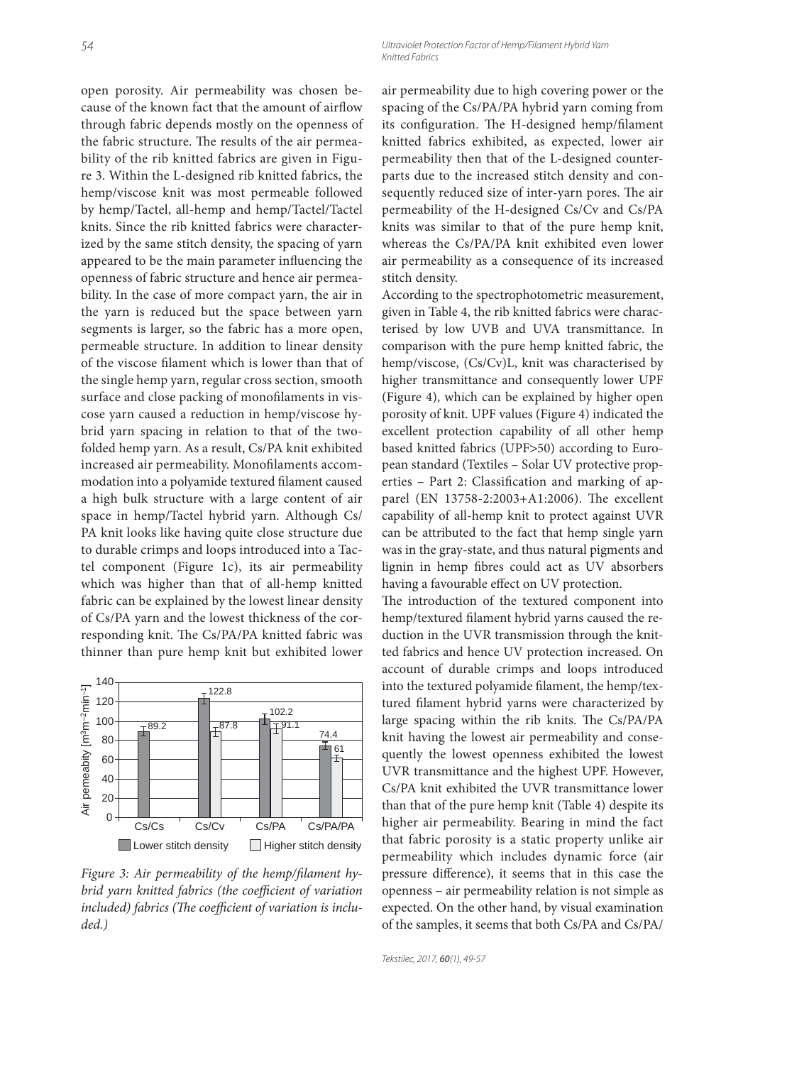open porosity. Air permeability was chosen because of the known fact that the amount of airflow through fabric depends mostly on the openness of the fabric structure. The results of the air permeability of the rib knitted fabrics are given in Figure 3. Within the L-designed rib knitted fabrics, the hemp/viscose knit was most permeable followed by hemp/Tactel, all-hemp and hemp/Tactel/Tactel knits. Since the rib knitted fabrics were characterized by the same stitch density, the spacing of yarn appeared to be the main parameter influencing the openness of fabric structure and hence air permeability. In the case of more compact yarn, the air in the yarn is reduced but the space between yarn segments is larger, so the fabric has a more open, permeable structure. In addition to linear density of the viscose filament which is lower than that of the single hemp yarn, regular cross section, smooth surface and close packing of monofilaments in viscose yarn caused a reduction in hemp/viscose hybrid yarn spacing in relation to that of the two-folded hemp yarn. As a result, Cs/PA knit exhibited increased air permeability. Monofilaments accommodation into a polyamide textured filament caused a high bulk structure with a large content of air space in hemp/Tactel hybrid yarn. Although Cs/PA knit looks like having quite close structure due to durable crimps and loops introduced into a Tactel component (Figure 1c), its air permeability which was higher than that of all-hemp knitted fabric can be explained by the lowest linear density of Cs/PA yarn and the lowest thickness of the corresponding knit. The Cs/PA/PA knitted fabric was thinner than pure hemp knit but exhibited lower air permeability due to high covering power or the spacing of the Cs/PA/PA hybrid yarn coming from its configuration. The H-designed hemp/filament knitted fabrics exhibited, as expected, lower air permeability then that of the L-designed counterparts due to the increased stitch density and consequently reduced size of inter-yarn pores. The air permeability of the H-designed Cs/Cv and Cs/PA knits was similar to that of the pure hemp knit, whereas the Cs/PA/PA knit exhibited even lower air permeability as a consequence of its increased stitch density.

| Fabric | Lower stitch density | Higher stitch density |
|---|---|---|
| Cs/Cs | 89.2 | |
| Cs/Cv | 122.8 | 87.8 |
| Cs/PA | 102.2 | 91.1 |
| Cs/PA/PA | 74.4 | 61 |

Air pemeabity [$m^3m^{-2}min^{-1}$]

*Figure 3: Air permeability of the hemp/filament hybrid yarn knitted fabrics (the coefficient of variation included) fabrics (The coefficient of variation is included.)*

According to the spectrophotometric measurement, given in Table 4, the rib knitted fabrics were characterised by low UVB and UVA transmittance. In comparison with the pure hemp knitted fabric, the hemp/viscose, (Cs/Cv)L, knit was characterised by higher transmittance and consequently lower UPF (Figure 4), which can be explained by higher open porosity of knit. UPF values (Figure 4) indicated the excellent protection capability of all other hemp based knitted fabrics (UPF>50) according to European standard (Textiles – Solar UV protective properties – Part 2: Classification and marking of apparel (EN 13758-2:2003+A1:2006). The excellent capability of all-hemp knit to protect against UVR can be attributed to the fact that hemp single yarn was in the gray-state, and thus natural pigments and lignin in hemp fibres could act as UV absorbers having a favourable effect on UV protection.

The introduction of the textured component into hemp/textured filament hybrid yarns caused the reduction in the UVR transmission through the knitted fabrics and hence UV protection increased. On account of durable crimps and loops introduced into the textured polyamide filament, the hemp/textured filament hybrid yarns were characterized by large spacing within the rib knits. The Cs/PA/PA knit having the lowest air permeability and consequently the lowest openness exhibited the lowest UVR transmittance and the highest UPF. However, Cs/PA knit exhibited the UVR transmittance lower than that of the pure hemp knit (Table 4) despite its higher air permeability. Bearing in mind the fact that fabric porosity is a static property unlike air permeability which includes dynamic force (air pressure difference), it seems that in this case the openness – air permeability relation is not simple as expected. On the other hand, by visual examination of the samples, it seems that both Cs/PA and Cs/PA/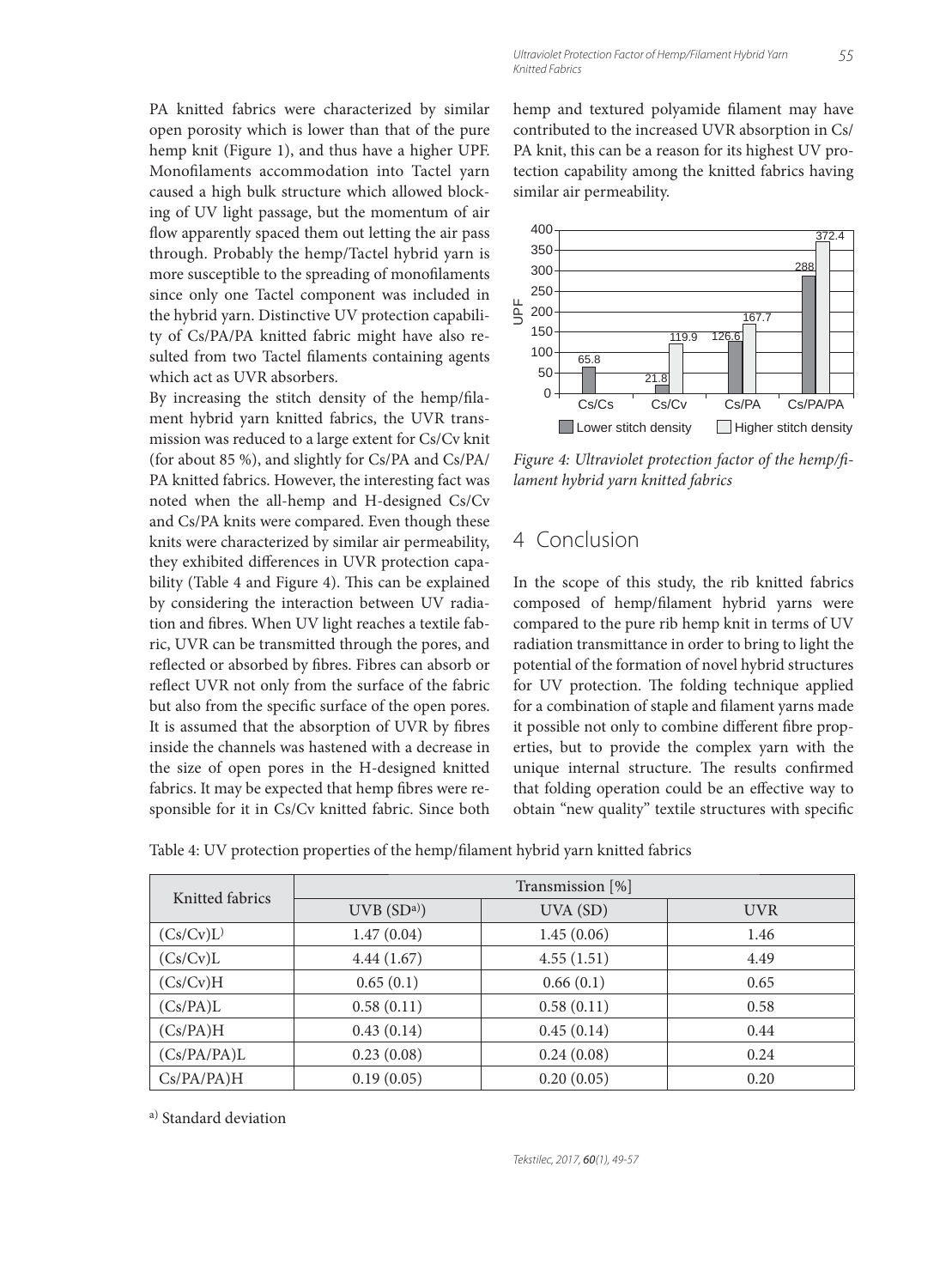PA knitted fabrics were characterized by similar open porosity which is lower than that of the pure hemp knit (Figure 1), and thus have a higher UPF. Monofilaments accommodation into Tactel yarn caused a high bulk structure which allowed blocking of UV light passage, but the momentum of air flow apparently spaced them out letting the air pass through. Probably the hemp/Tactel hybrid yarn is more susceptible to the spreading of monofilaments since only one Tactel component was included in the hybrid yarn. Distinctive UV protection capability of Cs/PA/PA knitted fabric might have also resulted from two Tactel filaments containing agents which act as UVR absorbers.

By increasing the stitch density of the hemp/filament hybrid yarn knitted fabrics, the UVR transmission was reduced to a large extent for Cs/Cv knit (for about 85 %), and slightly for Cs/PA and Cs/PA/PA knitted fabrics. However, the interesting fact was noted when the all-hemp and H-designed Cs/Cv and Cs/PA knits were compared. Even though these knits were characterized by similar air permeability, they exhibited differences in UVR protection capability (Table 4 and Figure 4). This can be explained by considering the interaction between UV radiation and fibres. When UV light reaches a textile fabric, UVR can be transmitted through the pores, and reflected or absorbed by fibres. Fibres can absorb or reflect UVR not only from the surface of the fabric but also from the specific surface of the open pores. It is assumed that the absorption of UVR by fibres inside the channels was hastened with a decrease in the size of open pores in the H-designed knitted fabrics. It may be expected that hemp fibres were responsible for it in Cs/Cv knitted fabric. Since both hemp and textured polyamide filament may have contributed to the increased UVR absorption in Cs/PA knit, this can be a reason for its highest UV protection capability among the knitted fabrics having similar air permeability.

| | Cs/Cs | Cs/Cv | Cs/PA | Cs/PA/PA |
|---|---|---|---|---|
| Lower stitch density | 65.8 | 21.8 | 126.6 | 288 |
| Higher stitch density | | 119.9 | 167.7 | 372.4 |

*Figure 4: Ultraviolet protection factor of the hemp/filament hybrid yarn knitted fabrics*

## 4 Conclusion

In the scope of this study, the rib knitted fabrics composed of hemp/filament hybrid yarns were compared to the pure rib hemp knit in terms of UV radiation transmittance in order to bring to light the potential of the formation of novel hybrid structures for UV protection. The folding technique applied for a combination of staple and filament yarns made it possible not only to combine different fibre properties, but to provide the complex yarn with the unique internal structure. The results confirmed that folding operation could be an effective way to obtain "new quality" textile structures with specific

Table 4: UV protection properties of the hemp/filament hybrid yarn knitted fabrics

| Knitted fabrics | Transmission [%] | | |
|---|---|---|---|
| | UVB (SD[a]) | UVA (SD) | UVR |
| (Cs/Cv)L) | 1.47 (0.04) | 1.45 (0.06) | 1.46 |
| (Cs/Cv)L | 4.44 (1.67) | 4.55 (1.51) | 4.49 |
| (Cs/Cv)H | 0.65 (0.1) | 0.66 (0.1) | 0.65 |
| (Cs/PA)L | 0.58 (0.11) | 0.58 (0.11) | 0.58 |
| (Cs/PA)H | 0.43 (0.14) | 0.45 (0.14) | 0.44 |
| (Cs/PA/PA)L | 0.23 (0.08) | 0.24 (0.08) | 0.24 |
| Cs/PA/PA)H | 0.19 (0.05) | 0.20 (0.05) | 0.20 |

[a] Standard deviation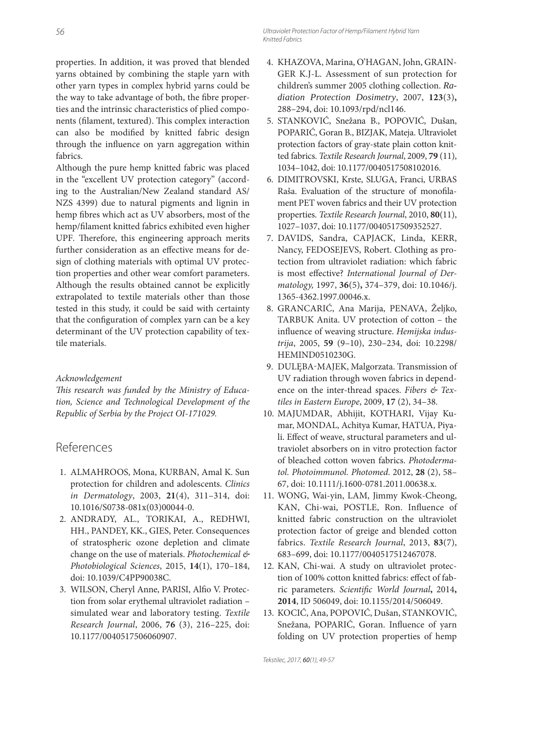properties. In addition, it was proved that blended yarns obtained by combining the staple yarn with other yarn types in complex hybrid yarns could be the way to take advantage of both, the fibre properties and the intrinsic characteristics of plied components (filament, textured). This complex interaction can also be modified by knitted fabric design through the influence on yarn aggregation within fabrics.

Although the pure hemp knitted fabric was placed in the "excellent UV protection category" (according to the Australian/New Zealand standard AS/NZS 4399) due to natural pigments and lignin in hemp fibres which act as UV absorbers, most of the hemp/filament knitted fabrics exhibited even higher UPF. Therefore, this engineering approach merits further consideration as an effective means for design of clothing materials with optimal UV protection properties and other wear comfort parameters. Although the results obtained cannot be explicitly extrapolated to textile materials other than those tested in this study, it could be said with certainty that the configuration of complex yarn can be a key determinant of the UV protection capability of textile materials.

*Acknowledgement*

*This research was funded by the Ministry of Education, Science and Technological Development of the Republic of Serbia by the Project OI-171029.*

## References

1. ALMAHROOS, Mona, KURBAN, Amal K. Sun protection for children and adolescents. *Clinics in Dermatology*, 2003, **21**(4), 311–314, doi: 10.1016/S0738-081x(03)00044-0.
2. ANDRADY, AL., TORIKAI, A., REDHWI, HH., PANDEY, KK., GIES, Peter. Consequences of stratospheric ozone depletion and climate change on the use of materials. *Photochemical & Photobiological Sciences*, 2015, **14**(1), 170–184, doi: 10.1039/C4PP90038C.
3. WILSON, Cheryl Anne, PARISI, Alfio V. Protection from solar erythemal ultraviolet radiation – simulated wear and laboratory testing. *Textile Research Journal*, 2006, **76** (3), 216–225, doi: 10.1177/0040517506060907.
4. KHAZOVA, Marina, O'HAGAN, John, GRAINGER K.J-L. Assessment of sun protection for children's summer 2005 clothing collection. *Radiation Protection Dosimetry*, 2007, **123**(3), 288–294, doi: 10.1093/rpd/ncl146.
5. STANKOVIĆ, Snežana B., POPOVIĆ, Dušan, POPARIĆ, Goran B., BIZJAK, Mateja. Ultraviolet protection factors of gray-state plain cotton knitted fabrics. *Textile Research Journal*, 2009, **79** (11), 1034–1042, doi: 10.1177/0040517508102016.
6. DIMITROVSKI, Krste, SLUGA, Franci, URBAS Raša. Evaluation of the structure of monofilament PET woven fabrics and their UV protection properties. *Textile Research Journal*, 2010, **80**(11), 1027–1037, doi: 10.1177/0040517509352527.
7. DAVIDS, Sandra, CAPJACK, Linda, KERR, Nancy, FEDOSEJEVS, Robert. Clothing as protection from ultraviolet radiation: which fabric is most effective? *International Journal of Dermatology,* 1997, **36**(5), 374–379, doi: 10.1046/j.1365-4362.1997.00046.x.
8. GRANCARIĆ, Ana Marija, PENAVA, Željko, TARBUK Anita. UV protection of cotton – the influence of weaving structure. *Hemijska industrija*, 2005, **59** (9–10), 230–234, doi: 10.2298/HEMIND0510230G.
9. DULĘBA-MAJEK, Malgorzata. Transmission of UV radiation through woven fabrics in dependence on the inter-thread spaces. *Fibers & Textiles in Eastern Europe*, 2009, **17** (2), 34–38.
10. MAJUMDAR, Abhijit, KOTHARI, Vijay Kumar, MONDAL, Achitya Kumar, HATUA, Piyali. Effect of weave, structural parameters and ultraviolet absorbers on in vitro protection factor of bleached cotton woven fabrics. *Photodermatol. Photoimmunol. Photomed*. 2012, **28** (2), 58–67, doi: 10.1111/j.1600-0781.2011.00638.x.
11. WONG, Wai-yin, LAM, Jimmy Kwok-Cheong, KAN, Chi-wai, POSTLE, Ron. Influence of knitted fabric construction on the ultraviolet protection factor of greige and blended cotton fabrics. *Textile Research Journal*, 2013, **83**(7), 683–699, doi: 10.1177/0040517512467078.
12. KAN, Chi-wai. A study on ultraviolet protection of 100% cotton knitted fabrics: effect of fabric parameters. *Scientific World Journal*, 2014, **2014**, ID 506049, doi: 10.1155/2014/506049.
13. KOCIĆ, Ana, POPOVIĆ, Dušan, STANKOVIĆ, Snežana, POPARIĆ, Goran. Influence of yarn folding on UV protection properties of hemp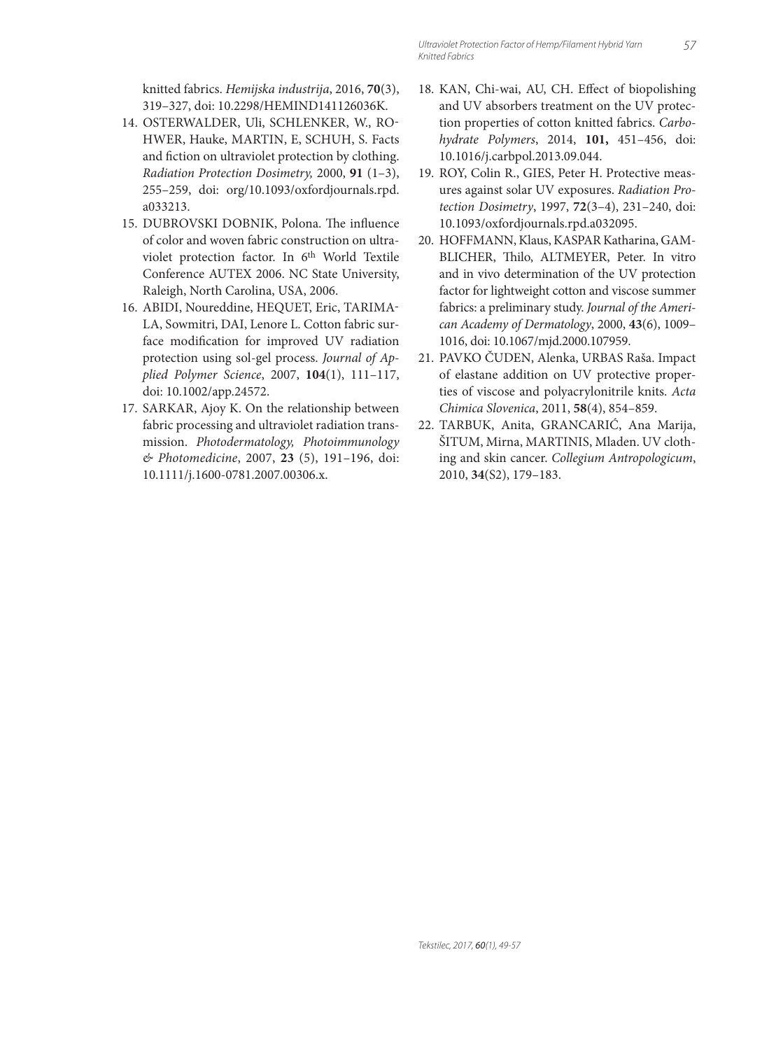knitted fabrics. *Hemijska industrija*, 2016, **70**(3), 319–327, doi: 10.2298/HEMIND141126036K.

14. OSTERWALDER, Uli, SCHLENKER, W., ROHWER, Hauke, MARTIN, E, SCHUH, S. Facts and fiction on ultraviolet protection by clothing. *Radiation Protection Dosimetry,* 2000, **91** (1–3), 255–259, doi: org/10.1093/oxfordjournals.rpd.a033213.
15. DUBROVSKI DOBNIK, Polona. The influence of color and woven fabric construction on ultraviolet protection factor. In 6th World Textile Conference AUTEX 2006. NC State University, Raleigh, North Carolina, USA, 2006.
16. ABIDI, Noureddine, HEQUET, Eric, TARIMALA, Sowmitri, DAI, Lenore L. Cotton fabric surface modification for improved UV radiation protection using sol-gel process. *Journal of Applied Polymer Science*, 2007, **104**(1), 111–117, doi: 10.1002/app.24572.
17. SARKAR, Ajoy K. On the relationship between fabric processing and ultraviolet radiation transmission. *Photodermatology, Photoimmunology & Photomedicine*, 2007, **23** (5), 191–196, doi: 10.1111/j.1600-0781.2007.00306.x.
18. KAN, Chi-wai, AU, CH. Effect of biopolishing and UV absorbers treatment on the UV protection properties of cotton knitted fabrics. *Carbohydrate Polymers*, 2014, **101,** 451–456, doi: 10.1016/j.carbpol.2013.09.044.
19. ROY, Colin R., GIES, Peter H. Protective measures against solar UV exposures. *Radiation Protection Dosimetry*, 1997, **72**(3–4), 231–240, doi: 10.1093/oxfordjournals.rpd.a032095.
20. HOFFMANN, Klaus, KASPAR Katharina, GAMBLICHER, Thilo, ALTMEYER, Peter. In vitro and in vivo determination of the UV protection factor for lightweight cotton and viscose summer fabrics: a preliminary study. *Journal of the American Academy of Dermatology*, 2000, **43**(6), 1009–1016, doi: 10.1067/mjd.2000.107959.
21. PAVKO ČUDEN, Alenka, URBAS Raša. Impact of elastane addition on UV protective properties of viscose and polyacrylonitrile knits. *Acta Chimica Slovenica*, 2011, **58**(4), 854–859.
22. TARBUK, Anita, GRANCARIĆ, Ana Marija, ŠITUM, Mirna, MARTINIS, Mladen. UV clothing and skin cancer. *Collegium Antropologicum*, 2010, **34**(S2), 179–183.